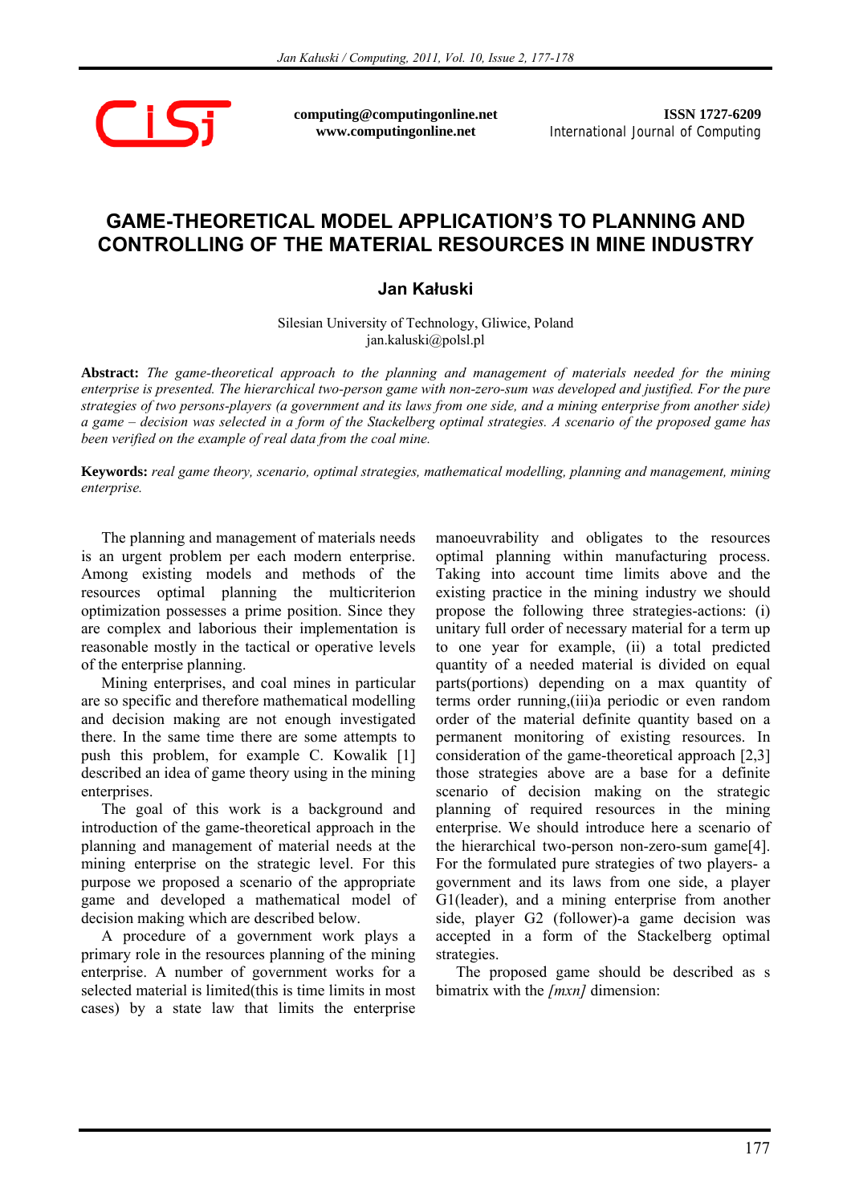computing@computingonline.net
www.computingonline.net

ISSN 1727-6209
International Journal of Computing

# GAME-THEORETICAL MODEL APPLICATION'S TO PLANNING AND CONTROLLING OF THE MATERIAL RESOURCES IN MINE INDUSTRY

### Jan Kałuski

Silesian University of Technology, Gliwice, Poland
jan.kaluski@polsl.pl

**Abstract:** *The game-theoretical approach to the planning and management of materials needed for the mining enterprise is presented. The hierarchical two-person game with non-zero-sum was developed and justified. For the pure strategies of two persons-players (a government and its laws from one side, and a mining enterprise from another side) a game – decision was selected in a form of the Stackelberg optimal strategies. A scenario of the proposed game has been verified on the example of real data from the coal mine.*

**Keywords:** *real game theory, scenario, optimal strategies, mathematical modelling, planning and management, mining enterprise.*

The planning and management of materials needs is an urgent problem per each modern enterprise. Among existing models and methods of the resources optimal planning the multicriterion optimization possesses a prime position. Since they are complex and laborious their implementation is reasonable mostly in the tactical or operative levels of the enterprise planning.

Mining enterprises, and coal mines in particular are so specific and therefore mathematical modelling and decision making are not enough investigated there. In the same time there are some attempts to push this problem, for example C. Kowalik [1] described an idea of game theory using in the mining enterprises.

The goal of this work is a background and introduction of the game-theoretical approach in the planning and management of material needs at the mining enterprise on the strategic level. For this purpose we proposed a scenario of the appropriate game and developed a mathematical model of decision making which are described below.

A procedure of a government work plays a primary role in the resources planning of the mining enterprise. A number of government works for a selected material is limited(this is time limits in most cases) by a state law that limits the enterprise manoeuvrability and obligates to the resources optimal planning within manufacturing process. Taking into account time limits above and the existing practice in the mining industry we should propose the following three strategies-actions: (i) unitary full order of necessary material for a term up to one year for example, (ii) a total predicted quantity of a needed material is divided on equal parts(portions) depending on a max quantity of terms order running,(iii)a periodic or even random order of the material definite quantity based on a permanent monitoring of existing resources. In consideration of the game-theoretical approach [2,3] those strategies above are a base for a definite scenario of decision making on the strategic planning of required resources in the mining enterprise. We should introduce here a scenario of the hierarchical two-person non-zero-sum game[4]. For the formulated pure strategies of two players- a government and its laws from one side, a player G1(leader), and a mining enterprise from another side, player G2 (follower)-a game decision was accepted in a form of the Stackelberg optimal strategies.

The proposed game should be described as s bimatrix with the *[mxn]* dimension: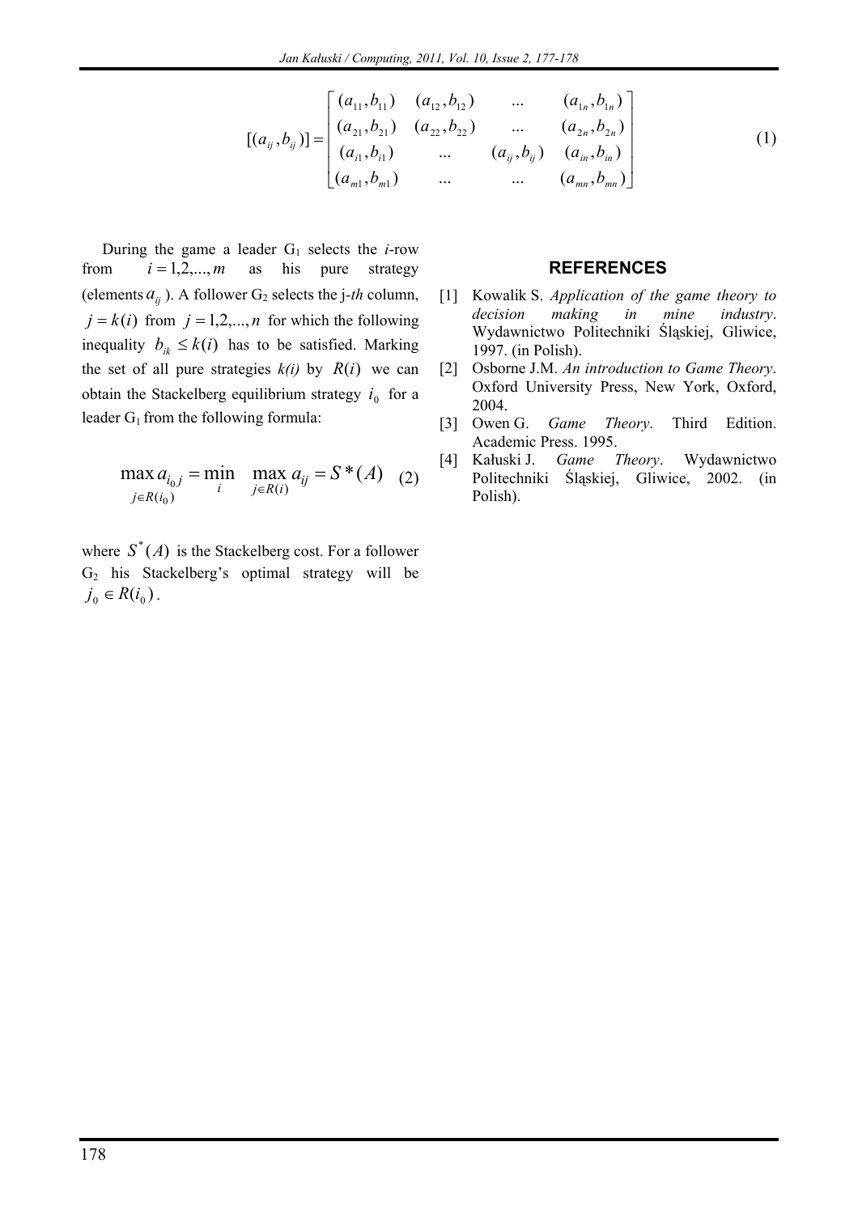$$[(a_{ij}, b_{ij})] = \begin{bmatrix} (a_{11}, b_{11}) & (a_{12}, b_{12}) & \ldots & (a_{1n}, b_{1n}) \\ (a_{21}, b_{21}) & (a_{22}, b_{22}) & \ldots & (a_{2n}, b_{2n}) \\ (a_{i1}, b_{i1}) & \ldots & (a_{ij}, b_{ij}) & (a_{in}, b_{in}) \\ (a_{m1}, b_{m1}) & \ldots & \ldots & (a_{mn}, b_{mn}) \end{bmatrix} \tag{1}$$

During the game a leader $G_1$ selects the *i*-row from $i = 1,2,...,m$ as his pure strategy (elements $a_{ij}$ ). A follower $G_2$ selects the j-*th* column, $j = k(i)$ from $j = 1,2,...,n$ for which the following inequality $b_{ik} \leq k(i)$ has to be satisfied. Marking the set of all pure strategies *k(i)* by $R(i)$ we can obtain the Stackelberg equilibrium strategy $i_0$ for a leader $G_1$ from the following formula:

$$\max_{j \in R(i_0)} a_{i_0 j} = \min_{i} \max_{j \in R(i)} a_{ij} = S^*(A) \tag{2}$$

where $S^*(A)$ is the Stackelberg cost. For a follower $G_2$ his Stackelberg's optimal strategy will be $j_0 \in R(i_0)$.

## REFERENCES

[1] Kowalik S. *Application of the game theory to decision making in mine industry*. Wydawnictwo Politechniki Śląskiej, Gliwice, 1997. (in Polish).

[2] Osborne J.M. *An introduction to Game Theory*. Oxford University Press, New York, Oxford, 2004.

[3] Owen G. *Game Theory*. Third Edition. Academic Press. 1995.

[4] Kałuski J. *Game Theory*. Wydawnictwo Politechniki Śląskiej, Gliwice, 2002. (in Polish).